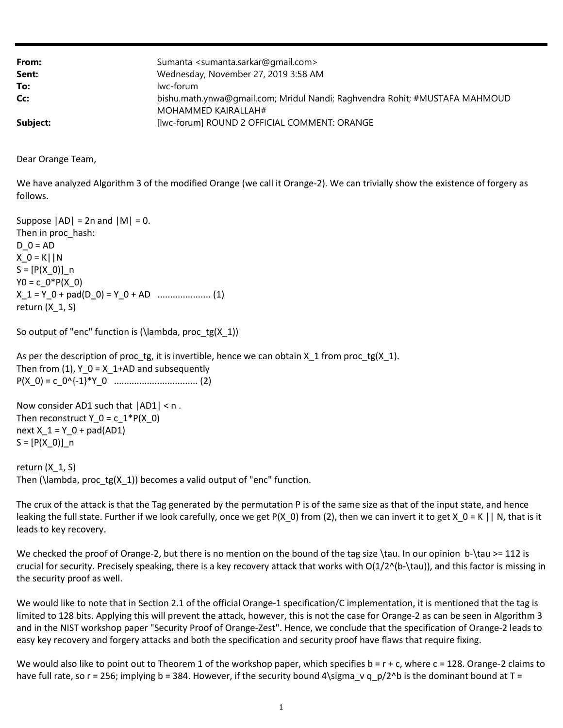| | |
|---|---|
| **From:** | Sumanta <sumanta.sarkar@gmail.com> |
| **Sent:** | Wednesday, November 27, 2019 3:58 AM |
| **To:** | lwc-forum |
| **Cc:** | bishu.math.ynwa@gmail.com; Mridul Nandi; Raghvendra Rohit; #MUSTAFA MAHMOUD MOHAMMED KAIRALLAH# |
| **Subject:** | [lwc-forum] ROUND 2 OFFICIAL COMMENT: ORANGE |

Dear Orange Team,

We have analyzed Algorithm 3 of the modified Orange (we call it Orange-2). We can trivially show the existence of forgery as follows.

Suppose $|AD| = 2n$ and $|M| = 0$.
Then in proc_hash:
$D_0 = AD$
$X_0 = K||N$
$S = [P(X_0)]_n$
$Y0 = c_0*P(X_0)$
$X_1 = Y_0 + pad(D_0) = Y_0 + AD$ .................... (1)
return $(X_1, S)$

So output of "enc" function is $(\lambda, proc\_tg(X_1))$

As per the description of proc_tg, it is invertible, hence we can obtain $X_1$ from $proc\_tg(X_1)$.
Then from (1), $Y_0 = X_1+AD$ and subsequently
$P(X_0) = c_0^{-1}*Y_0$ ................................ (2)

Now consider AD1 such that $|AD1| < n$ .
Then reconstruct $Y_0 = c_1*P(X_0)$
next $X_1 = Y_0 + pad(AD1)$
$S = [P(X_0)]_n$

return $(X_1, S)$
Then $(\lambda, proc\_tg(X_1))$ becomes a valid output of "enc" function.

The crux of the attack is that the Tag generated by the permutation P is of the same size as that of the input state, and hence leaking the full state. Further if we look carefully, once we get $P(X_0)$ from (2), then we can invert it to get $X_0 = K || N$, that is it leads to key recovery.

We checked the proof of Orange-2, but there is no mention on the bound of the tag size $\tau$. In our opinion $b-\tau >= 112$ is crucial for security. Precisely speaking, there is a key recovery attack that works with $O(1/2^{(b-\tau)})$, and this factor is missing in the security proof as well.

We would like to note that in Section 2.1 of the official Orange-1 specification/C implementation, it is mentioned that the tag is limited to 128 bits. Applying this will prevent the attack, however, this is not the case for Orange-2 as can be seen in Algorithm 3 and in the NIST workshop paper "Security Proof of Orange-Zest". Hence, we conclude that the specification of Orange-2 leads to easy key recovery and forgery attacks and both the specification and security proof have flaws that require fixing.

We would also like to point out to Theorem 1 of the workshop paper, which specifies $b = r + c$, where $c = 128$. Orange-2 claims to have full rate, so $r = 256$; implying $b = 384$. However, if the security bound $4\sigma_v q_p/2^b$ is the dominant bound at T =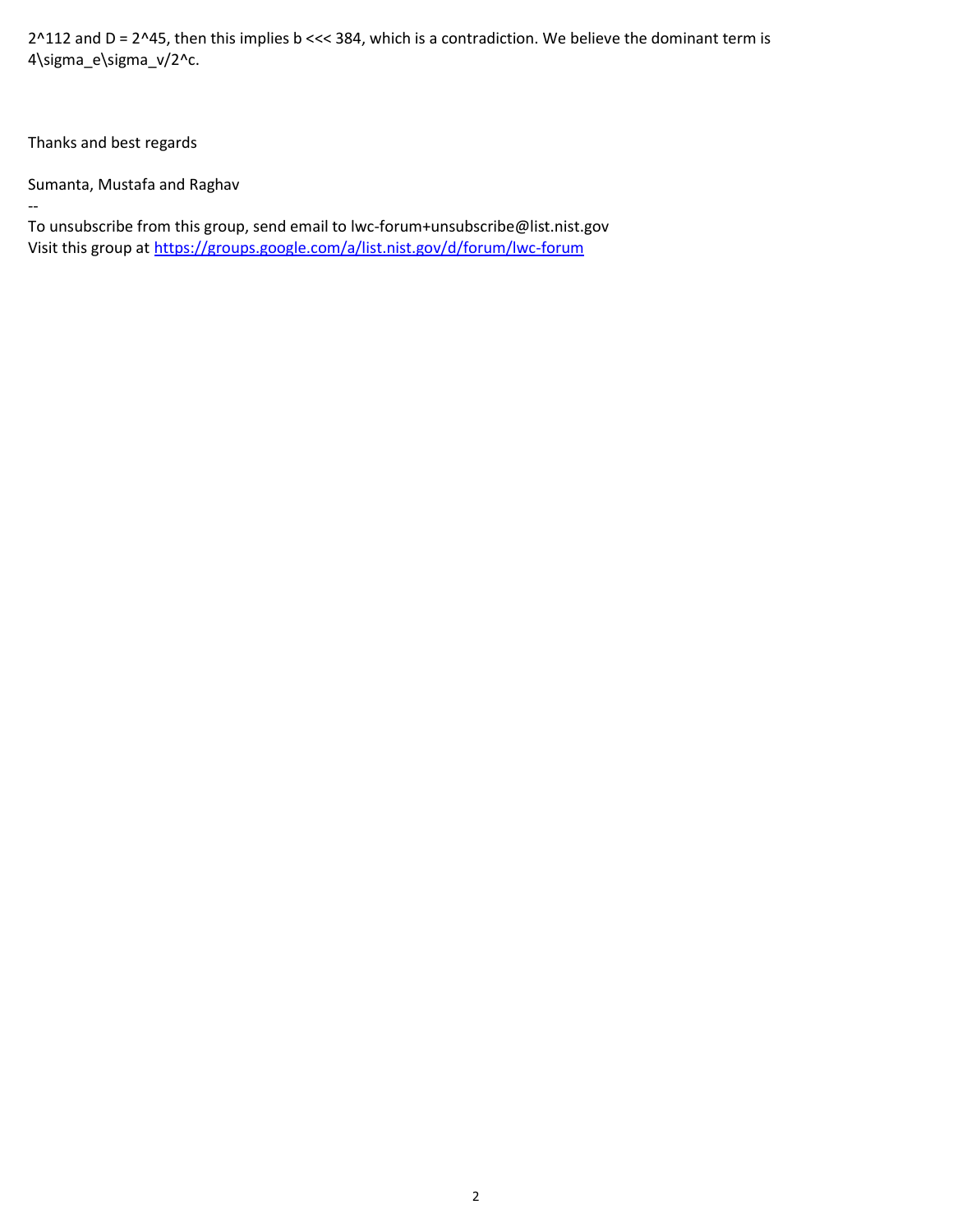$2^{112}$ and $D = 2^{45}$, then this implies $b <<< 384$, which is a contradiction. We believe the dominant term is $4\sigma_e\sigma_v/2^c$.

Thanks and best regards

Sumanta, Mustafa and Raghav

--

To unsubscribe from this group, send email to lwc-forum+unsubscribe@list.nist.gov
Visit this group at https://groups.google.com/a/list.nist.gov/d/forum/lwc-forum